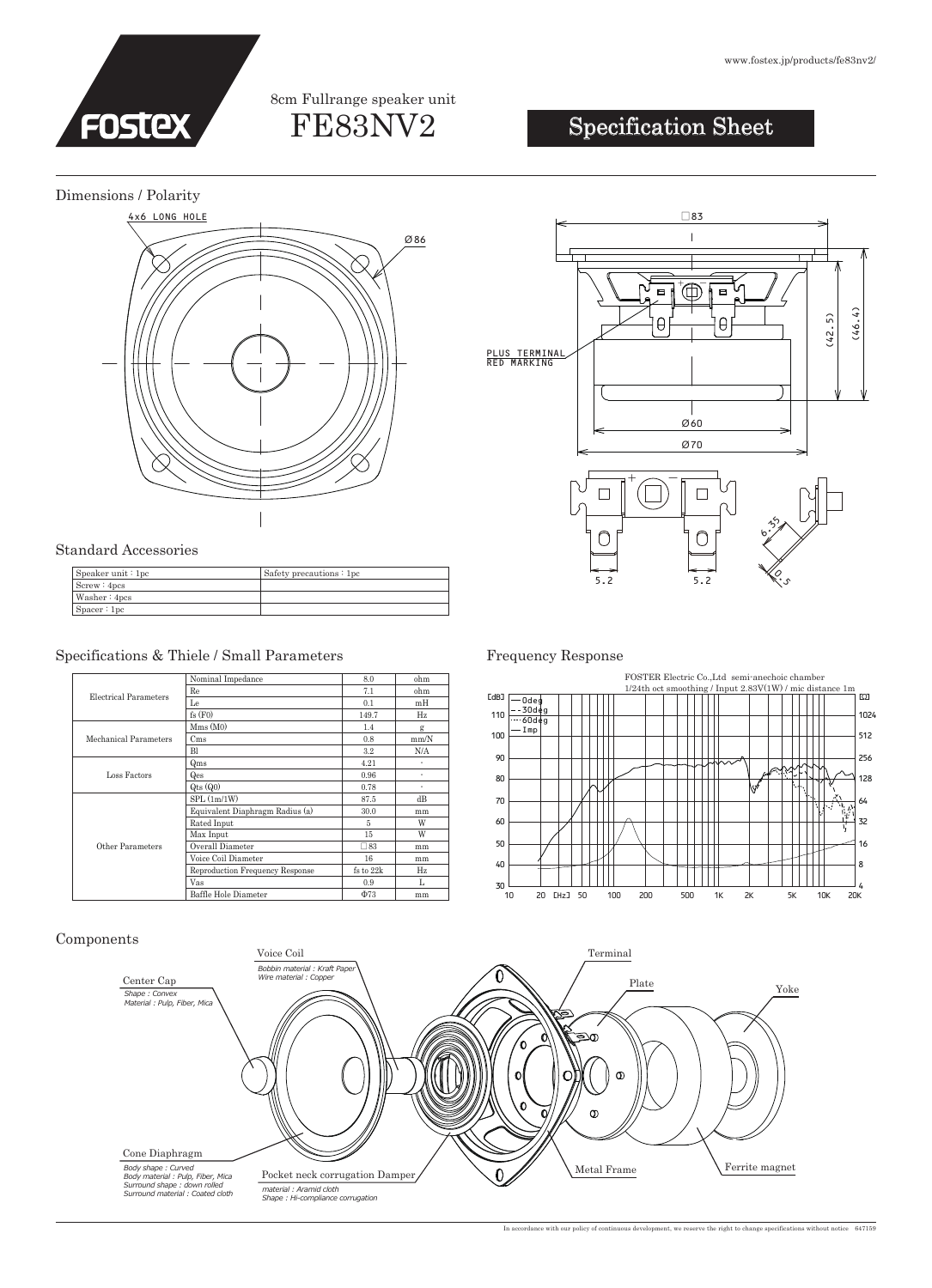www.fostex.jp/products/fe83nv2/

FOSTEX

8cm Fullrange speaker unit

# FE83NV2

# Specification Sheet

## Dimensions / Polarity

4x6 LONG HOLE

Ø86

□83

PLUS TERMINAL RED MARKING

(42.5)

(46.4)

Ø60

Ø70

5.2

5.2

6.35

0.5

## Standard Accessories

| Speaker unit : 1pc | Safety precautions : 1pc |
|---|---|
| Screw : 4pcs | |
| Washer : 4pcs | |
| Spacer : 1pc | |

## Specifications & Thiele / Small Parameters

| | | | |
|---|---|---|---|
| Electrical Parameters | Nominal Impedance | 8.0 | ohm |
| | Re | 7.1 | ohm |
| | Le | 0.1 | mH |
| | fs (F0) | 149.7 | Hz |
| Mechanical Parameters | Mms (M0) | 1.4 | g |
| | Cms | 0.8 | mm/N |
| | Bl | 3.2 | N/A |
| Loss Factors | Qms | 4.21 | - |
| | Qes | 0.96 | - |
| | Qts (Q0) | 0.78 | - |
| Other Parameters | SPL (1m/1W) | 87.5 | dB |
| | Equivalent Diaphragm Radius (a) | 30.0 | mm |
| | Rated Input | 5 | W |
| | Max Input | 15 | W |
| | Overall Diameter | □83 | mm |
| | Voice Coil Diameter | 16 | mm |
| | Reproduction Frequency Response | fs to 22k | Hz |
| | Vas | 0.9 | L |
| | Baffle Hole Diameter | Φ73 | mm |

## Frequency Response

FOSTER Electric Co.,Ltd semi-anechoic chamber
1/24th oct smoothing / Input 2.83V(1W) / mic distance 1m

— 0deg
- - 30deg
···· 60deg
— Imp

## Components

**Voice Coil**
*Bobbin material : Kraft Paper*
*Wire material : Copper*

**Terminal**

**Center Cap**
*Shape : Convex*
*Material : Pulp, Fiber, Mica*

**Plate**

**Yoke**

**Cone Diaphragm**
*Body shape : Curved*
*Body material : Pulp, Fiber, Mica*
*Surround shape : down rolled*
*Surround material : Coated cloth*

**Pocket neck corrugation Damper**
*material : Aramid cloth*
*Shape : Hi-compliance corrugation*

**Metal Frame**

**Ferrite magnet**

In accordance with our policy of continuous development, we reserve the right to change specifications without notice 647159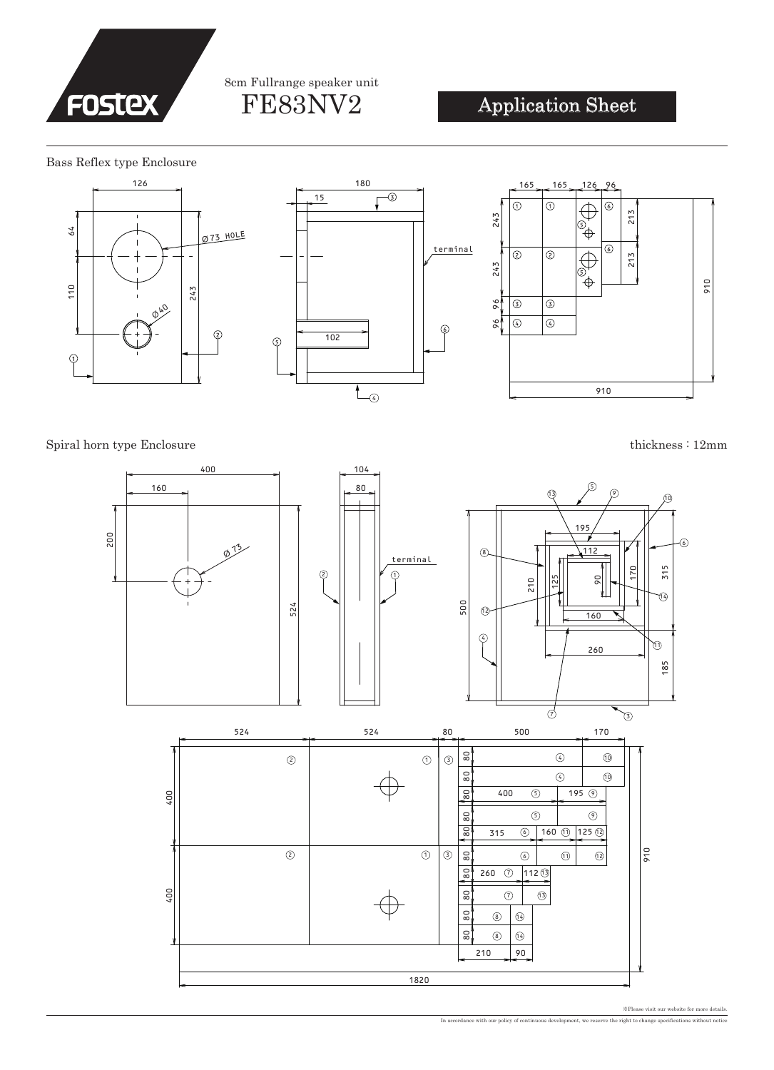FOSTEX

8cm Fullrange speaker unit

# FE83NV2

## Application Sheet

### Bass Reflex type Enclosure

126

64

110

243

Ø73 HOLE

Ø40

①

②

180

15

③

terminal

102

⑤

⑥

④

165 165 126 96

243

243

96

96

213

213

910

910

①①⑥⑤

②②⑥⑤

③③

④④

### Spiral horn type Enclosure

thickness : 12mm

400

160

200

Ø73

524

104

80

terminal

②

①

⑬ ⑤ ⑨ ⑩

195

112

⑥

⑧

210

125

90

170

315

⑭

⑫

500

160

⑪

④

260

185

⑦

③

524 524 80 500 170

400

400

910

1820

②①③

④⑩

④⑩

400 ⑤ 195 ⑨

⑤⑨

315 ⑥ 160 ⑪ 125 ⑫

⑥⑪⑫

260 ⑦ 112 ⑬

⑦⑬

⑧⑭

⑧⑭

210 90

80 80 80 80 80 80 80 80 80 80

※Please visit our website for more details.

In accordance with our policy of continuous development, we reserve the right to change specifications without notice